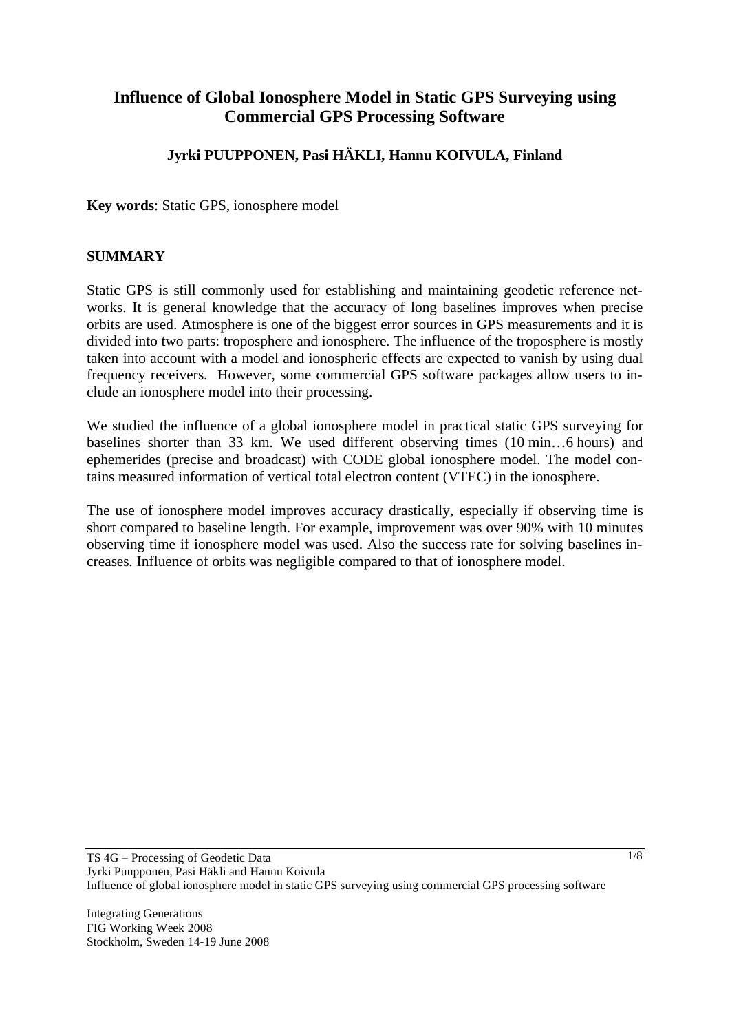# Influence of Global Ionosphere Model in Static GPS Surveying using Commercial GPS Processing Software

**Jyrki PUUPPONEN, Pasi HÄKLI, Hannu KOIVULA, Finland**

**Key words**: Static GPS, ionosphere model

## SUMMARY

Static GPS is still commonly used for establishing and maintaining geodetic reference networks. It is general knowledge that the accuracy of long baselines improves when precise orbits are used. Atmosphere is one of the biggest error sources in GPS measurements and it is divided into two parts: troposphere and ionosphere. The influence of the troposphere is mostly taken into account with a model and ionospheric effects are expected to vanish by using dual frequency receivers. However, some commercial GPS software packages allow users to include an ionosphere model into their processing.

We studied the influence of a global ionosphere model in practical static GPS surveying for baselines shorter than 33 km. We used different observing times (10 min…6 hours) and ephemerides (precise and broadcast) with CODE global ionosphere model. The model contains measured information of vertical total electron content (VTEC) in the ionosphere.

The use of ionosphere model improves accuracy drastically, especially if observing time is short compared to baseline length. For example, improvement was over 90% with 10 minutes observing time if ionosphere model was used. Also the success rate for solving baselines increases. Influence of orbits was negligible compared to that of ionosphere model.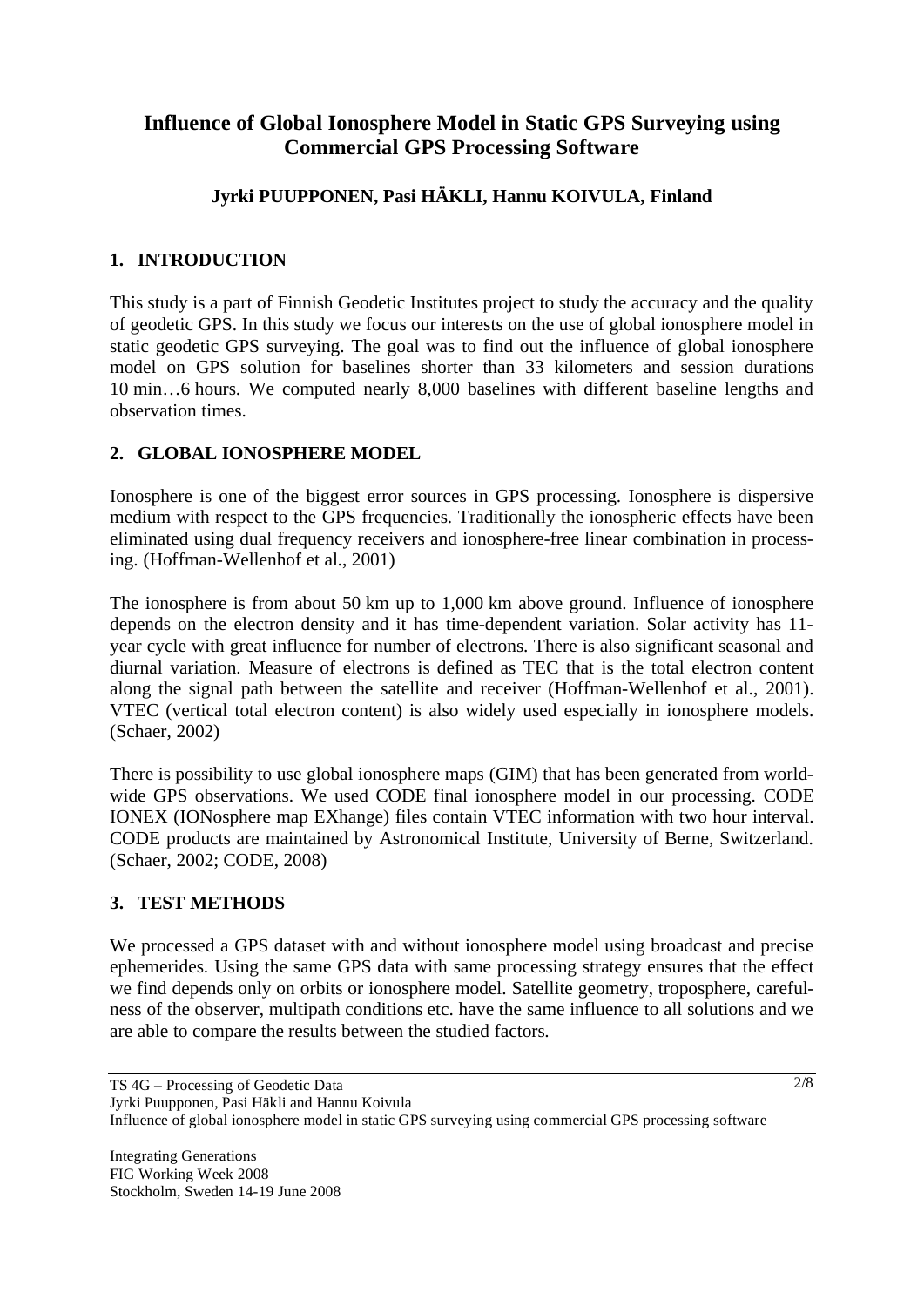# Influence of Global Ionosphere Model in Static GPS Surveying using Commercial GPS Processing Software

**Jyrki PUUPPONEN, Pasi HÄKLI, Hannu KOIVULA, Finland**

## 1. INTRODUCTION

This study is a part of Finnish Geodetic Institutes project to study the accuracy and the quality of geodetic GPS. In this study we focus our interests on the use of global ionosphere model in static geodetic GPS surveying. The goal was to find out the influence of global ionosphere model on GPS solution for baselines shorter than 33 kilometers and session durations 10 min…6 hours. We computed nearly 8,000 baselines with different baseline lengths and observation times.

## 2. GLOBAL IONOSPHERE MODEL

Ionosphere is one of the biggest error sources in GPS processing. Ionosphere is dispersive medium with respect to the GPS frequencies. Traditionally the ionospheric effects have been eliminated using dual frequency receivers and ionosphere-free linear combination in processing. (Hoffman-Wellenhof et al., 2001)

The ionosphere is from about 50 km up to 1,000 km above ground. Influence of ionosphere depends on the electron density and it has time-dependent variation. Solar activity has 11-year cycle with great influence for number of electrons. There is also significant seasonal and diurnal variation. Measure of electrons is defined as TEC that is the total electron content along the signal path between the satellite and receiver (Hoffman-Wellenhof et al., 2001). VTEC (vertical total electron content) is also widely used especially in ionosphere models. (Schaer, 2002)

There is possibility to use global ionosphere maps (GIM) that has been generated from world-wide GPS observations. We used CODE final ionosphere model in our processing. CODE IONEX (IONosphere map EXhange) files contain VTEC information with two hour interval. CODE products are maintained by Astronomical Institute, University of Berne, Switzerland. (Schaer, 2002; CODE, 2008)

## 3. TEST METHODS

We processed a GPS dataset with and without ionosphere model using broadcast and precise ephemerides. Using the same GPS data with same processing strategy ensures that the effect we find depends only on orbits or ionosphere model. Satellite geometry, troposphere, carefulness of the observer, multipath conditions etc. have the same influence to all solutions and we are able to compare the results between the studied factors.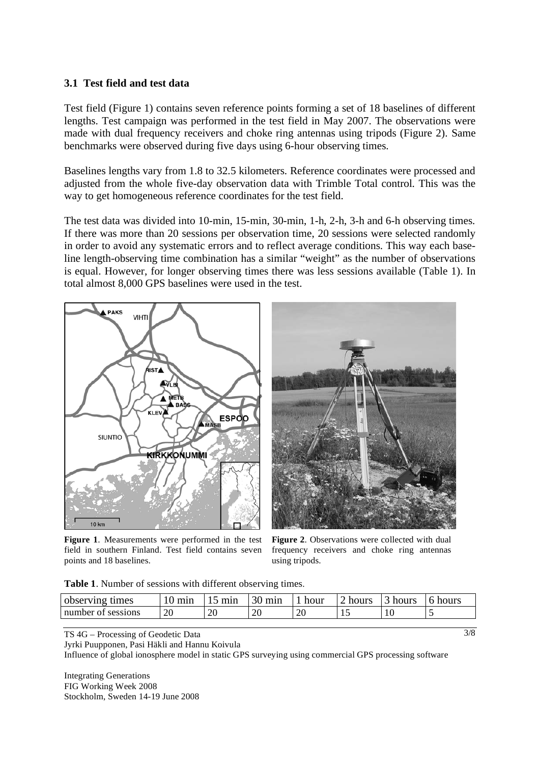### 3.1 Test field and test data

Test field (Figure 1) contains seven reference points forming a set of 18 baselines of different lengths. Test campaign was performed in the test field in May 2007. The observations were made with dual frequency receivers and choke ring antennas using tripods (Figure 2). Same benchmarks were observed during five days using 6-hour observing times.

Baselines lengths vary from 1.8 to 32.5 kilometers. Reference coordinates were processed and adjusted from the whole five-day observation data with Trimble Total control. This was the way to get homogeneous reference coordinates for the test field.

The test data was divided into 10-min, 15-min, 30-min, 1-h, 2-h, 3-h and 6-h observing times. If there was more than 20 sessions per observation time, 20 sessions were selected randomly in order to avoid any systematic errors and to reflect average conditions. This way each baseline length-observing time combination has a similar "weight" as the number of observations is equal. However, for longer observing times there was less sessions available (Table 1). In total almost 8,000 GPS baselines were used in the test.

**Figure 1**. Measurements were performed in the test field in southern Finland. Test field contains seven points and 18 baselines.

**Figure 2**. Observations were collected with dual frequency receivers and choke ring antennas using tripods.

**Table 1**. Number of sessions with different observing times.

| observing times | 10 min | 15 min | 30 min | 1 hour | 2 hours | 3 hours | 6 hours |
|---|---|---|---|---|---|---|---|
| number of sessions | 20 | 20 | 20 | 20 | 15 | 10 | 5 |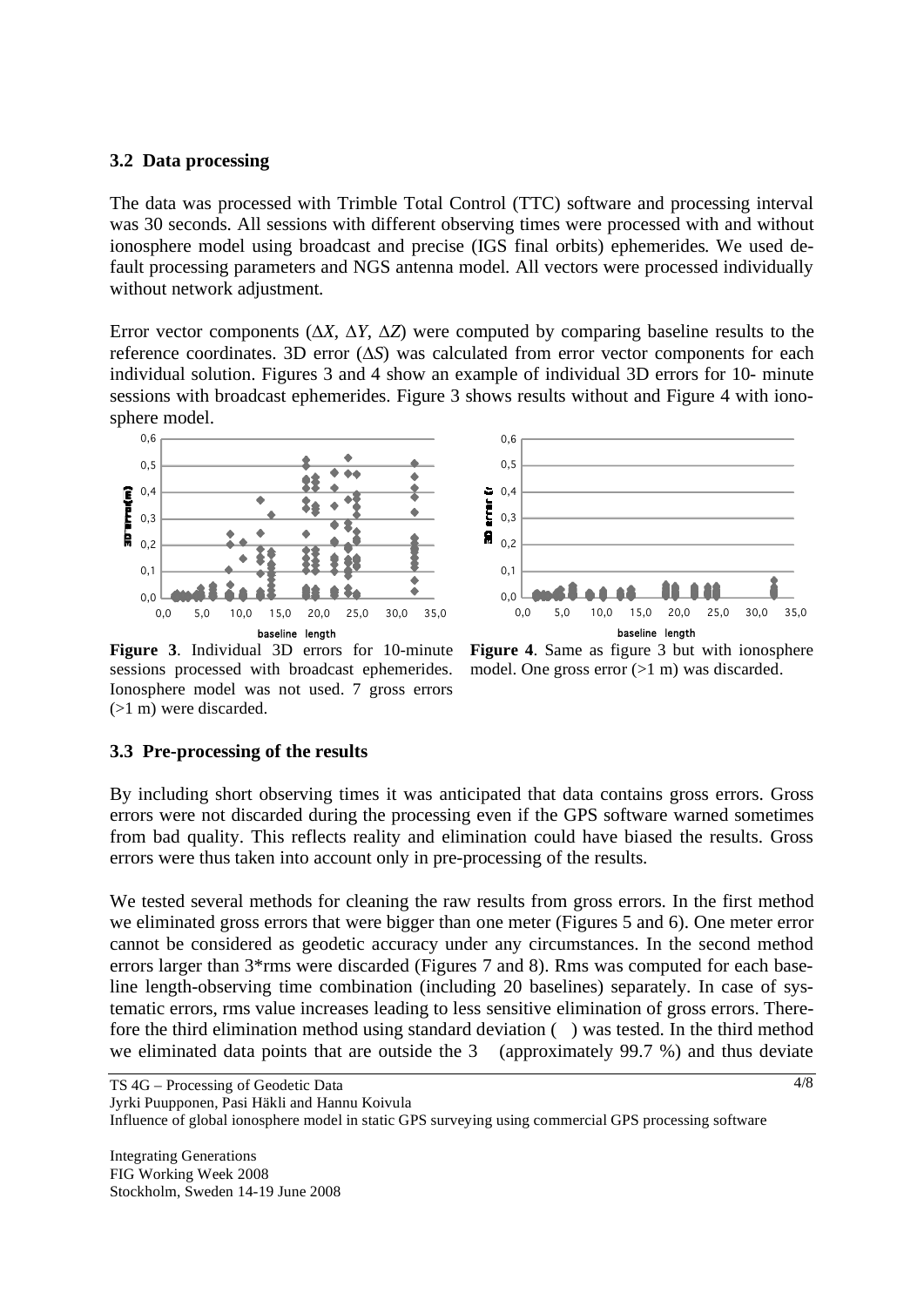### 3.2 Data processing

The data was processed with Trimble Total Control (TTC) software and processing interval was 30 seconds. All sessions with different observing times were processed with and without ionosphere model using broadcast and precise (IGS final orbits) ephemerides. We used default processing parameters and NGS antenna model. All vectors were processed individually without network adjustment.

Error vector components ($\Delta X$, $\Delta Y$, $\Delta Z$) were computed by comparing baseline results to the reference coordinates. 3D error ($\Delta S$) was calculated from error vector components for each individual solution. Figures 3 and 4 show an example of individual 3D errors for 10- minute sessions with broadcast ephemerides. Figure 3 shows results without and Figure 4 with ionosphere model.

**Figure 3**. Individual 3D errors for 10-minute sessions processed with broadcast ephemerides. Ionosphere model was not used. 7 gross errors (>1 m) were discarded.

**Figure 4**. Same as figure 3 but with ionosphere model. One gross error (>1 m) was discarded.

### 3.3 Pre-processing of the results

By including short observing times it was anticipated that data contains gross errors. Gross errors were not discarded during the processing even if the GPS software warned sometimes from bad quality. This reflects reality and elimination could have biased the results. Gross errors were thus taken into account only in pre-processing of the results.

We tested several methods for cleaning the raw results from gross errors. In the first method we eliminated gross errors that were bigger than one meter (Figures 5 and 6). One meter error cannot be considered as geodetic accuracy under any circumstances. In the second method errors larger than 3*rms were discarded (Figures 7 and 8). Rms was computed for each baseline length-observing time combination (including 20 baselines) separately. In case of systematic errors, rms value increases leading to less sensitive elimination of gross errors. Therefore the third elimination method using standard deviation ($\sigma$) was tested. In the third method we eliminated data points that are outside the 3$\sigma$ (approximately 99.7 %) and thus deviate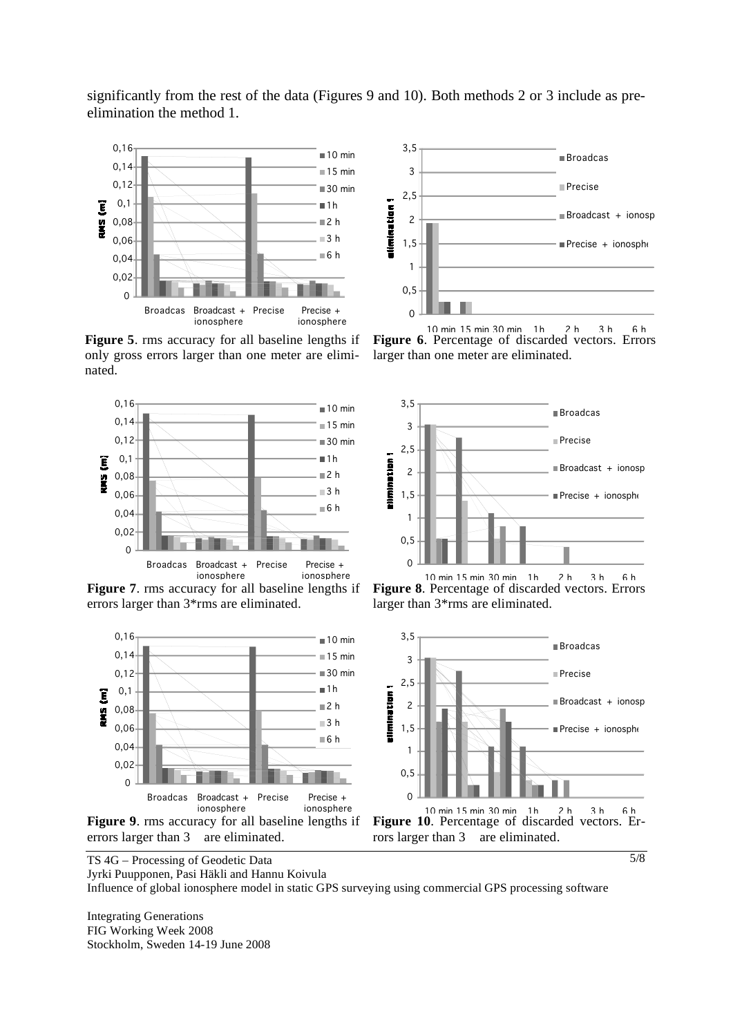significantly from the rest of the data (Figures 9 and 10). Both methods 2 or 3 include as pre-elimination the method 1.

**Figure 5**. rms accuracy for all baseline lengths if only gross errors larger than one meter are eliminated.

**Figure 6**. Percentage of discarded vectors. Errors larger than one meter are eliminated.

**Figure 7**. rms accuracy for all baseline lengths if errors larger than 3*rms are eliminated.

**Figure 8**. Percentage of discarded vectors. Errors larger than 3*rms are eliminated.

**Figure 9**. rms accuracy for all baseline lengths if errors larger than 3 are eliminated.

**Figure 10**. Percentage of discarded vectors. Errors larger than 3 are eliminated.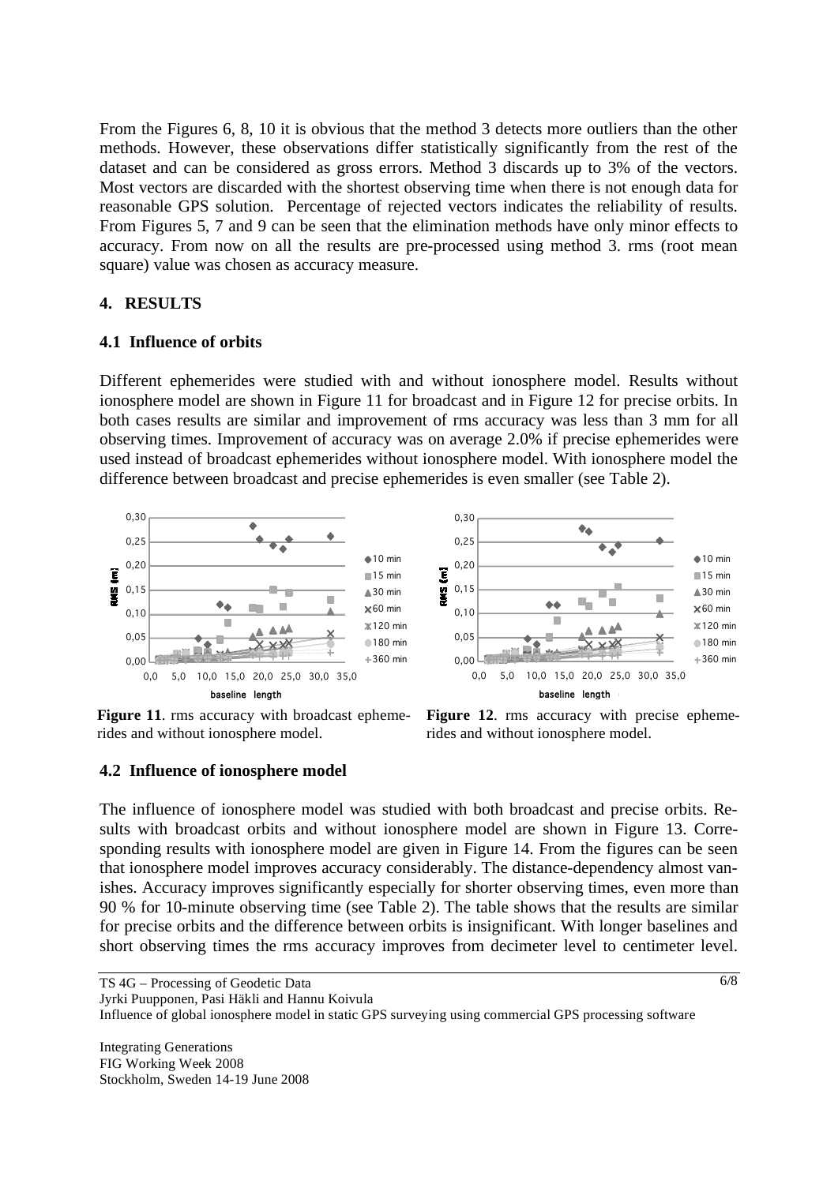From the Figures 6, 8, 10 it is obvious that the method 3 detects more outliers than the other methods. However, these observations differ statistically significantly from the rest of the dataset and can be considered as gross errors. Method 3 discards up to 3% of the vectors. Most vectors are discarded with the shortest observing time when there is not enough data for reasonable GPS solution. Percentage of rejected vectors indicates the reliability of results. From Figures 5, 7 and 9 can be seen that the elimination methods have only minor effects to accuracy. From now on all the results are pre-processed using method 3. rms (root mean square) value was chosen as accuracy measure.

## 4. RESULTS

### 4.1 Influence of orbits

Different ephemerides were studied with and without ionosphere model. Results without ionosphere model are shown in Figure 11 for broadcast and in Figure 12 for precise orbits. In both cases results are similar and improvement of rms accuracy was less than 3 mm for all observing times. Improvement of accuracy was on average 2.0% if precise ephemerides were used instead of broadcast ephemerides without ionosphere model. With ionosphere model the difference between broadcast and precise ephemerides is even smaller (see Table 2).

**Figure 11**. rms accuracy with broadcast ephemerides and without ionosphere model.

**Figure 12**. rms accuracy with precise ephemerides and without ionosphere model.

### 4.2 Influence of ionosphere model

The influence of ionosphere model was studied with both broadcast and precise orbits. Results with broadcast orbits and without ionosphere model are shown in Figure 13. Corresponding results with ionosphere model are given in Figure 14. From the figures can be seen that ionosphere model improves accuracy considerably. The distance-dependency almost vanishes. Accuracy improves significantly especially for shorter observing times, even more than 90 % for 10-minute observing time (see Table 2). The table shows that the results are similar for precise orbits and the difference between orbits is insignificant. With longer baselines and short observing times the rms accuracy improves from decimeter level to centimeter level.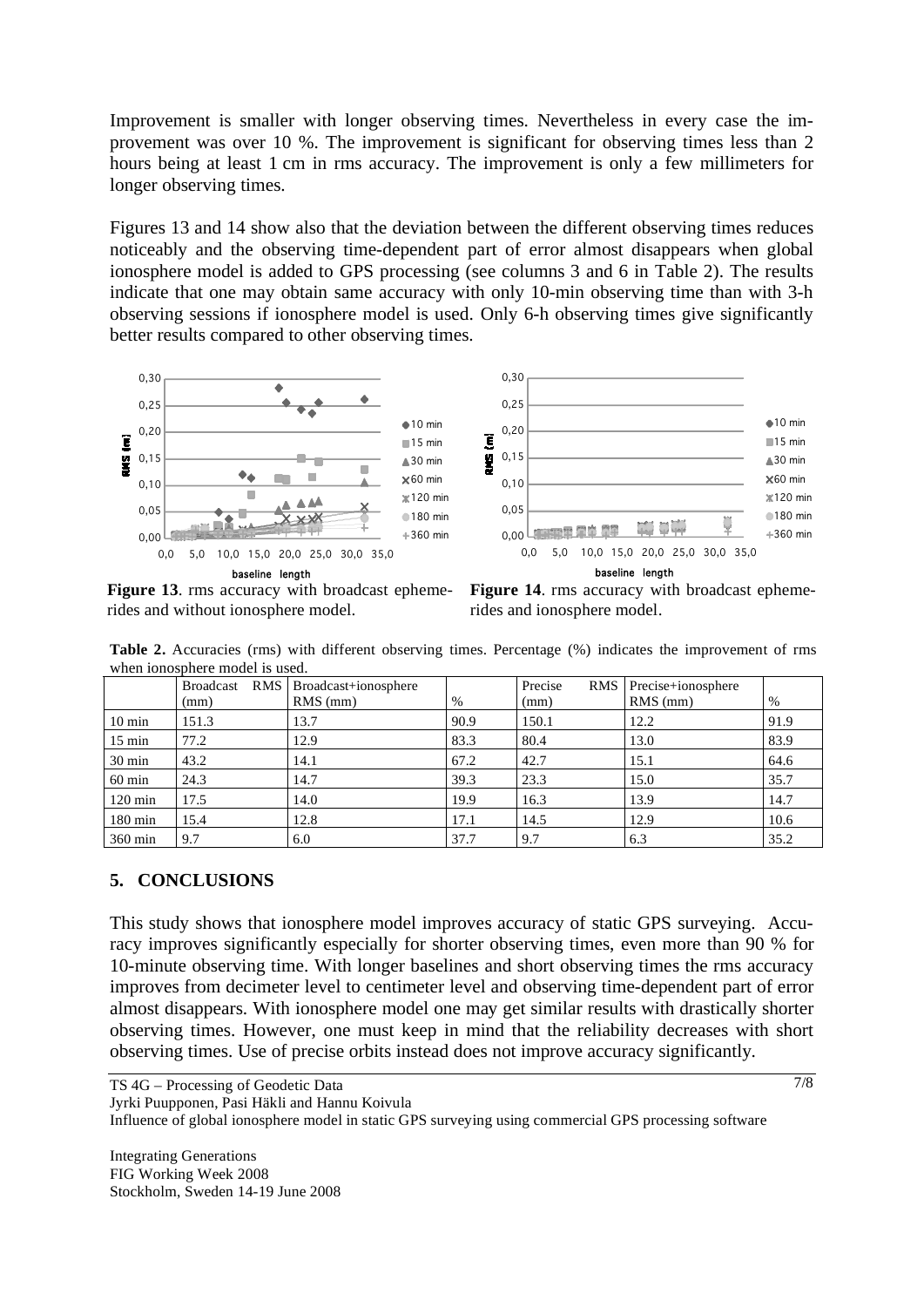Improvement is smaller with longer observing times. Nevertheless in every case the improvement was over 10 %. The improvement is significant for observing times less than 2 hours being at least 1 cm in rms accuracy. The improvement is only a few millimeters for longer observing times.

Figures 13 and 14 show also that the deviation between the different observing times reduces noticeably and the observing time-dependent part of error almost disappears when global ionosphere model is added to GPS processing (see columns 3 and 6 in Table 2). The results indicate that one may obtain same accuracy with only 10-min observing time than with 3-h observing sessions if ionosphere model is used. Only 6-h observing times give significantly better results compared to other observing times.

**Figure 13**. rms accuracy with broadcast ephemerides and without ionosphere model.

**Figure 14**. rms accuracy with broadcast ephemerides and ionosphere model.

**Table 2.** Accuracies (rms) with different observing times. Percentage (%) indicates the improvement of rms when ionosphere model is used.

| | Broadcast RMS (mm) | Broadcast+ionosphere RMS (mm) | % | Precise RMS (mm) | Precise+ionosphere RMS (mm) | % |
|---|---|---|---|---|---|---|
| 10 min | 151.3 | 13.7 | 90.9 | 150.1 | 12.2 | 91.9 |
| 15 min | 77.2 | 12.9 | 83.3 | 80.4 | 13.0 | 83.9 |
| 30 min | 43.2 | 14.1 | 67.2 | 42.7 | 15.1 | 64.6 |
| 60 min | 24.3 | 14.7 | 39.3 | 23.3 | 15.0 | 35.7 |
| 120 min | 17.5 | 14.0 | 19.9 | 16.3 | 13.9 | 14.7 |
| 180 min | 15.4 | 12.8 | 17.1 | 14.5 | 12.9 | 10.6 |
| 360 min | 9.7 | 6.0 | 37.7 | 9.7 | 6.3 | 35.2 |

## 5. CONCLUSIONS

This study shows that ionosphere model improves accuracy of static GPS surveying. Accuracy improves significantly especially for shorter observing times, even more than 90 % for 10-minute observing time. With longer baselines and short observing times the rms accuracy improves from decimeter level to centimeter level and observing time-dependent part of error almost disappears. With ionosphere model one may get similar results with drastically shorter observing times. However, one must keep in mind that the reliability decreases with short observing times. Use of precise orbits instead does not improve accuracy significantly.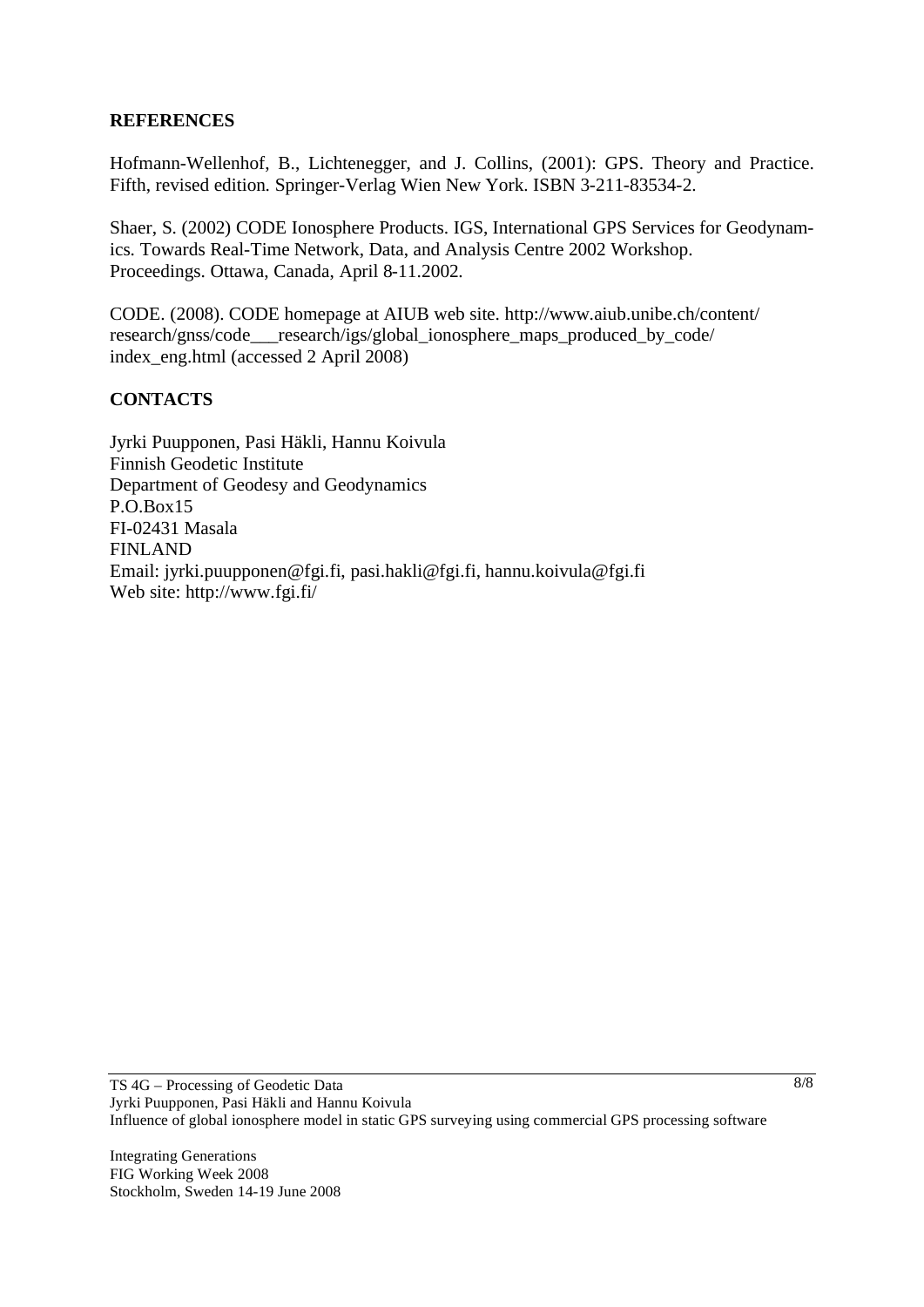## REFERENCES

Hofmann-Wellenhof, B., Lichtenegger, and J. Collins, (2001): GPS. Theory and Practice. Fifth, revised edition. Springer-Verlag Wien New York. ISBN 3-211-83534-2.

Shaer, S. (2002) CODE Ionosphere Products. IGS, International GPS Services for Geodynamics. Towards Real-Time Network, Data, and Analysis Centre 2002 Workshop. Proceedings. Ottawa, Canada, April 8-11.2002.

CODE. (2008). CODE homepage at AIUB web site. http://www.aiub.unibe.ch/content/research/gnss/code___research/igs/global_ionosphere_maps_produced_by_code/index_eng.html (accessed 2 April 2008)

## CONTACTS

Jyrki Puupponen, Pasi Häkli, Hannu Koivula
Finnish Geodetic Institute
Department of Geodesy and Geodynamics
P.O.Box15
FI-02431 Masala
FINLAND
Email: jyrki.puupponen@fgi.fi, pasi.hakli@fgi.fi, hannu.koivula@fgi.fi
Web site: http://www.fgi.fi/